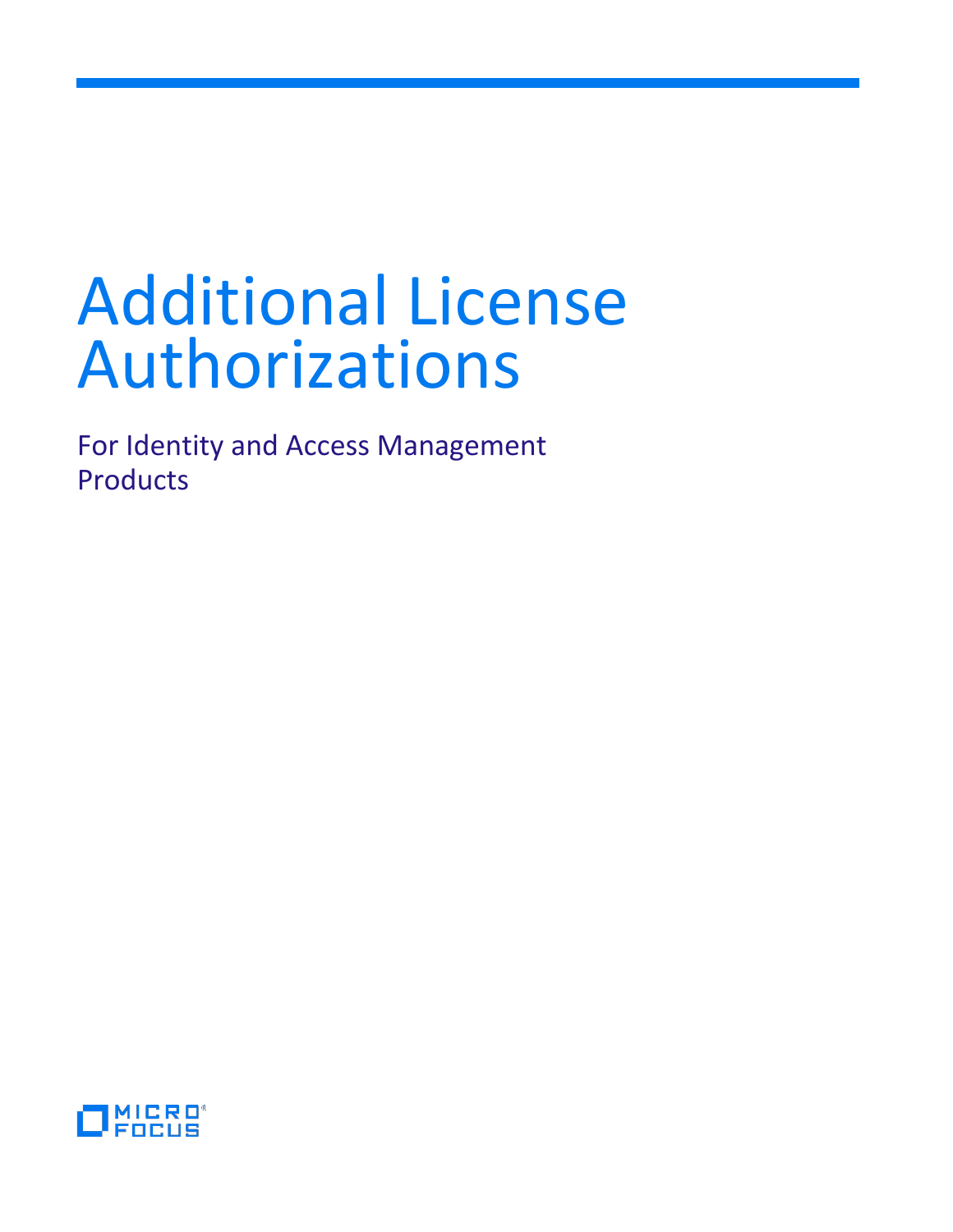# Additional License Authorizations

For Identity and Access Management Products

MICRO FOCUS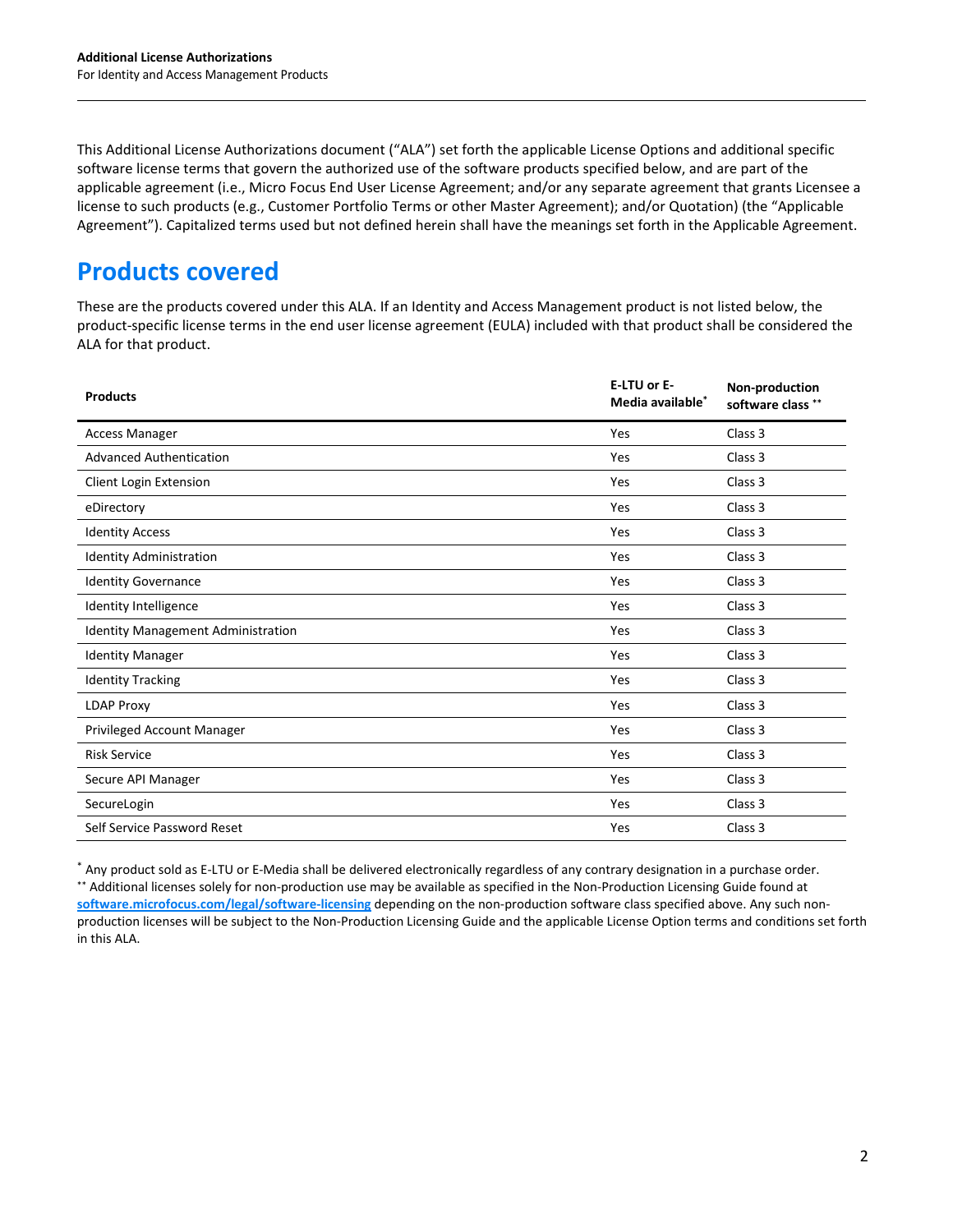This Additional License Authorizations document ("ALA") set forth the applicable License Options and additional specific software license terms that govern the authorized use of the software products specified below, and are part of the applicable agreement (i.e., Micro Focus End User License Agreement; and/or any separate agreement that grants Licensee a license to such products (e.g., Customer Portfolio Terms or other Master Agreement); and/or Quotation) (the "Applicable Agreement"). Capitalized terms used but not defined herein shall have the meanings set forth in the Applicable Agreement.

# Products covered

These are the products covered under this ALA. If an Identity and Access Management product is not listed below, the product-specific license terms in the end user license agreement (EULA) included with that product shall be considered the ALA for that product.

| Products | E-LTU or E-Media available* | Non-production software class ** |
|---|---|---|
| Access Manager | Yes | Class 3 |
| Advanced Authentication | Yes | Class 3 |
| Client Login Extension | Yes | Class 3 |
| eDirectory | Yes | Class 3 |
| Identity Access | Yes | Class 3 |
| Identity Administration | Yes | Class 3 |
| Identity Governance | Yes | Class 3 |
| Identity Intelligence | Yes | Class 3 |
| Identity Management Administration | Yes | Class 3 |
| Identity Manager | Yes | Class 3 |
| Identity Tracking | Yes | Class 3 |
| LDAP Proxy | Yes | Class 3 |
| Privileged Account Manager | Yes | Class 3 |
| Risk Service | Yes | Class 3 |
| Secure API Manager | Yes | Class 3 |
| SecureLogin | Yes | Class 3 |
| Self Service Password Reset | Yes | Class 3 |

\* Any product sold as E-LTU or E-Media shall be delivered electronically regardless of any contrary designation in a purchase order.

** Additional licenses solely for non-production use may be available as specified in the Non-Production Licensing Guide found at **software.microfocus.com/legal/software-licensing** depending on the non-production software class specified above. Any such non-production licenses will be subject to the Non-Production Licensing Guide and the applicable License Option terms and conditions set forth in this ALA.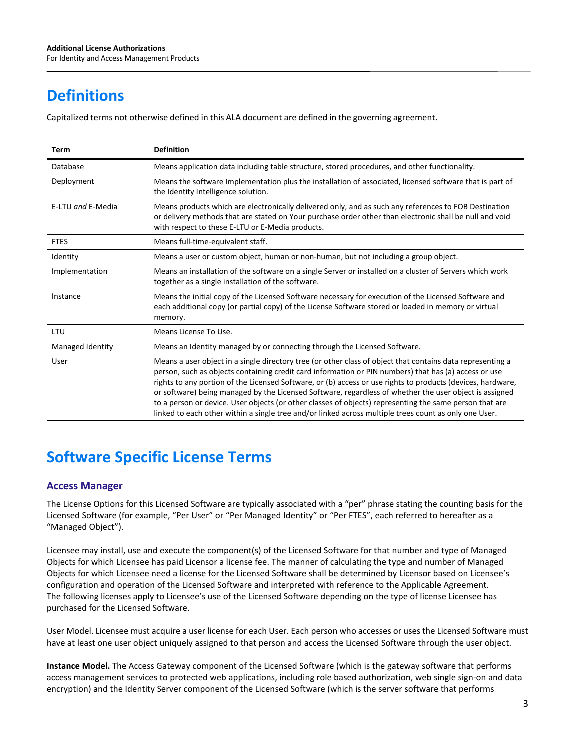# Definitions

Capitalized terms not otherwise defined in this ALA document are defined in the governing agreement.

| Term | Definition |
|---|---|
| Database | Means application data including table structure, stored procedures, and other functionality. |
| Deployment | Means the software Implementation plus the installation of associated, licensed software that is part of the Identity Intelligence solution. |
| E-LTU *and* E-Media | Means products which are electronically delivered only, and as such any references to FOB Destination or delivery methods that are stated on Your purchase order other than electronic shall be null and void with respect to these E-LTU or E-Media products. |
| FTES | Means full-time-equivalent staff. |
| Identity | Means a user or custom object, human or non-human, but not including a group object. |
| Implementation | Means an installation of the software on a single Server or installed on a cluster of Servers which work together as a single installation of the software. |
| Instance | Means the initial copy of the Licensed Software necessary for execution of the Licensed Software and each additional copy (or partial copy) of the License Software stored or loaded in memory or virtual memory. |
| LTU | Means License To Use. |
| Managed Identity | Means an Identity managed by or connecting through the Licensed Software. |
| User | Means a user object in a single directory tree (or other class of object that contains data representing a person, such as objects containing credit card information or PIN numbers) that has (a) access or use rights to any portion of the Licensed Software, or (b) access or use rights to products (devices, hardware, or software) being managed by the Licensed Software, regardless of whether the user object is assigned to a person or device. User objects (or other classes of objects) representing the same person that are linked to each other within a single tree and/or linked across multiple trees count as only one User. |

# Software Specific License Terms

## Access Manager

The License Options for this Licensed Software are typically associated with a "per" phrase stating the counting basis for the Licensed Software (for example, "Per User" or "Per Managed Identity" or "Per FTES", each referred to hereafter as a "Managed Object").

Licensee may install, use and execute the component(s) of the Licensed Software for that number and type of Managed Objects for which Licensee has paid Licensor a license fee. The manner of calculating the type and number of Managed Objects for which Licensee need a license for the Licensed Software shall be determined by Licensor based on Licensee's configuration and operation of the Licensed Software and interpreted with reference to the Applicable Agreement. The following licenses apply to Licensee's use of the Licensed Software depending on the type of license Licensee has purchased for the Licensed Software.

User Model. Licensee must acquire a user license for each User. Each person who accesses or uses the Licensed Software must have at least one user object uniquely assigned to that person and access the Licensed Software through the user object.

**Instance Model.** The Access Gateway component of the Licensed Software (which is the gateway software that performs access management services to protected web applications, including role based authorization, web single sign-on and data encryption) and the Identity Server component of the Licensed Software (which is the server software that performs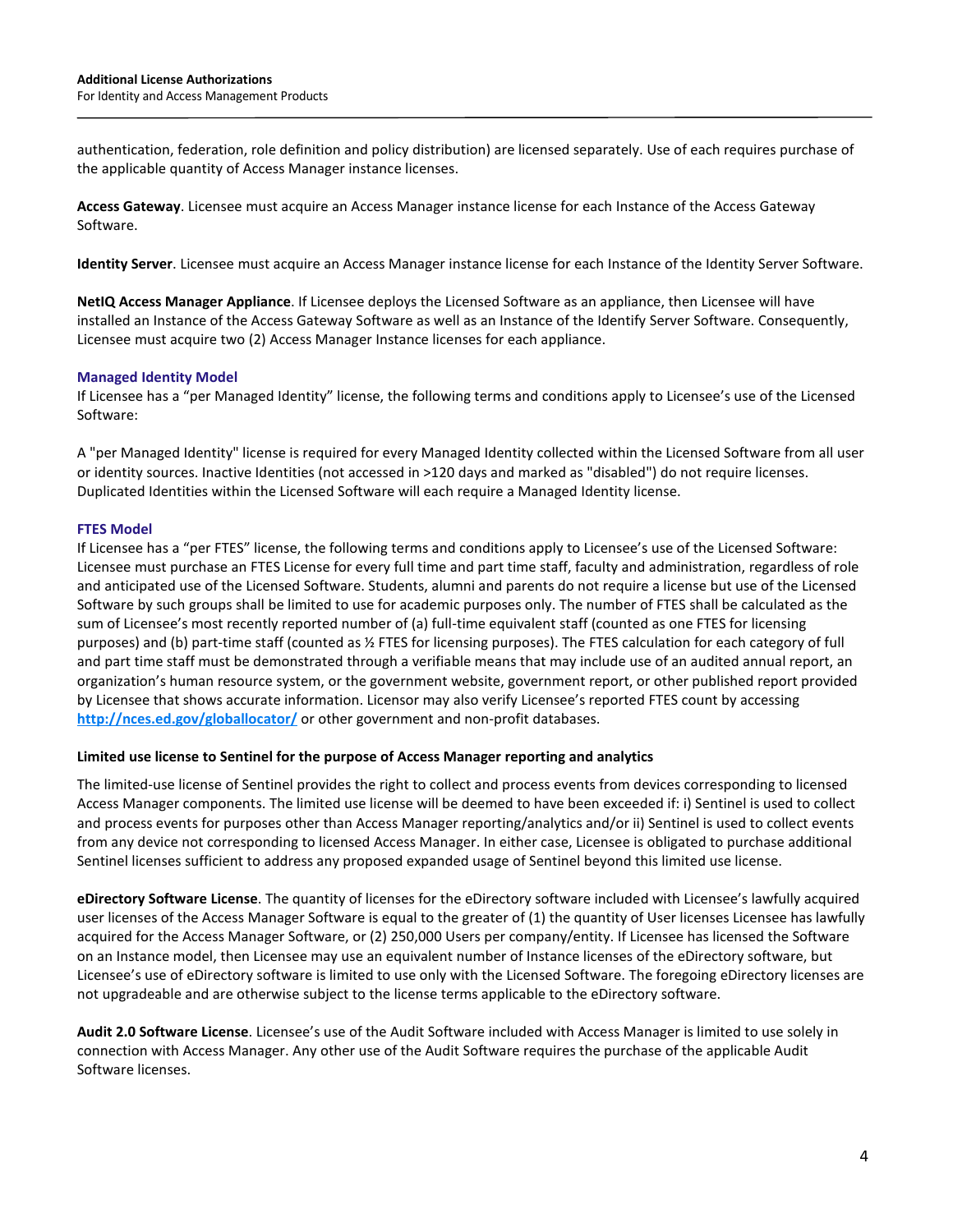authentication, federation, role definition and policy distribution) are licensed separately. Use of each requires purchase of the applicable quantity of Access Manager instance licenses.

**Access Gateway**. Licensee must acquire an Access Manager instance license for each Instance of the Access Gateway Software.

**Identity Server**. Licensee must acquire an Access Manager instance license for each Instance of the Identity Server Software.

**NetIQ Access Manager Appliance**. If Licensee deploys the Licensed Software as an appliance, then Licensee will have installed an Instance of the Access Gateway Software as well as an Instance of the Identify Server Software. Consequently, Licensee must acquire two (2) Access Manager Instance licenses for each appliance.

### Managed Identity Model

If Licensee has a "per Managed Identity" license, the following terms and conditions apply to Licensee's use of the Licensed Software:

A "per Managed Identity" license is required for every Managed Identity collected within the Licensed Software from all user or identity sources. Inactive Identities (not accessed in >120 days and marked as "disabled") do not require licenses. Duplicated Identities within the Licensed Software will each require a Managed Identity license.

### FTES Model

If Licensee has a "per FTES" license, the following terms and conditions apply to Licensee's use of the Licensed Software: Licensee must purchase an FTES License for every full time and part time staff, faculty and administration, regardless of role and anticipated use of the Licensed Software. Students, alumni and parents do not require a license but use of the Licensed Software by such groups shall be limited to use for academic purposes only. The number of FTES shall be calculated as the sum of Licensee's most recently reported number of (a) full-time equivalent staff (counted as one FTES for licensing purposes) and (b) part-time staff (counted as ½ FTES for licensing purposes). The FTES calculation for each category of full and part time staff must be demonstrated through a verifiable means that may include use of an audited annual report, an organization's human resource system, or the government website, government report, or other published report provided by Licensee that shows accurate information. Licensor may also verify Licensee's reported FTES count by accessing [http://nces.ed.gov/globallocator/](http://nces.ed.gov/globallocator/) or other government and non-profit databases.

**Limited use license to Sentinel for the purpose of Access Manager reporting and analytics**

The limited-use license of Sentinel provides the right to collect and process events from devices corresponding to licensed Access Manager components. The limited use license will be deemed to have been exceeded if: i) Sentinel is used to collect and process events for purposes other than Access Manager reporting/analytics and/or ii) Sentinel is used to collect events from any device not corresponding to licensed Access Manager. In either case, Licensee is obligated to purchase additional Sentinel licenses sufficient to address any proposed expanded usage of Sentinel beyond this limited use license.

**eDirectory Software License**. The quantity of licenses for the eDirectory software included with Licensee's lawfully acquired user licenses of the Access Manager Software is equal to the greater of (1) the quantity of User licenses Licensee has lawfully acquired for the Access Manager Software, or (2) 250,000 Users per company/entity. If Licensee has licensed the Software on an Instance model, then Licensee may use an equivalent number of Instance licenses of the eDirectory software, but Licensee's use of eDirectory software is limited to use only with the Licensed Software. The foregoing eDirectory licenses are not upgradeable and are otherwise subject to the license terms applicable to the eDirectory software.

**Audit 2.0 Software License**. Licensee's use of the Audit Software included with Access Manager is limited to use solely in connection with Access Manager. Any other use of the Audit Software requires the purchase of the applicable Audit Software licenses.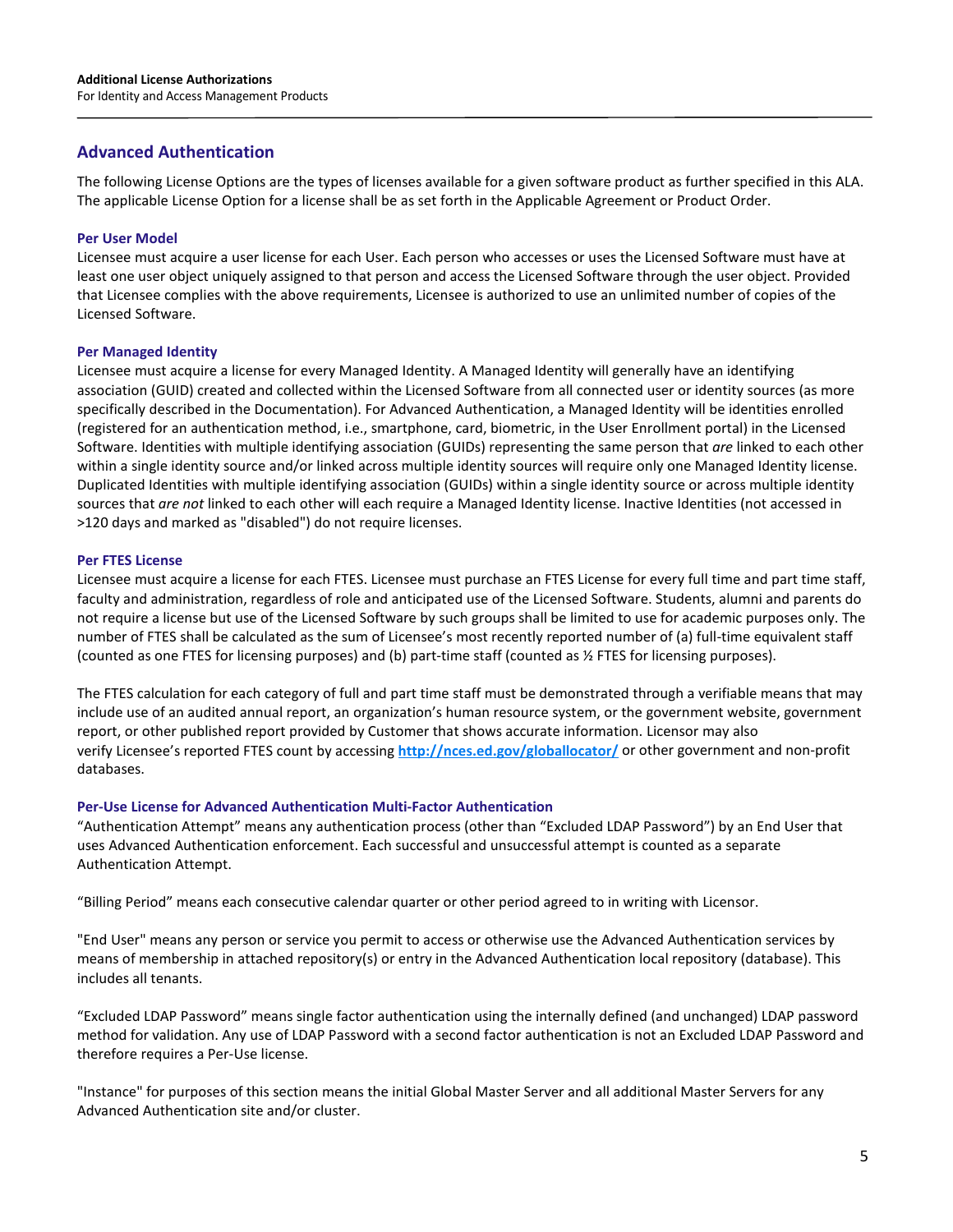## Advanced Authentication

The following License Options are the types of licenses available for a given software product as further specified in this ALA. The applicable License Option for a license shall be as set forth in the Applicable Agreement or Product Order.

### Per User Model

Licensee must acquire a user license for each User. Each person who accesses or uses the Licensed Software must have at least one user object uniquely assigned to that person and access the Licensed Software through the user object. Provided that Licensee complies with the above requirements, Licensee is authorized to use an unlimited number of copies of the Licensed Software.

### Per Managed Identity

Licensee must acquire a license for every Managed Identity. A Managed Identity will generally have an identifying association (GUID) created and collected within the Licensed Software from all connected user or identity sources (as more specifically described in the Documentation). For Advanced Authentication, a Managed Identity will be identities enrolled (registered for an authentication method, i.e., smartphone, card, biometric, in the User Enrollment portal) in the Licensed Software. Identities with multiple identifying association (GUIDs) representing the same person that *are* linked to each other within a single identity source and/or linked across multiple identity sources will require only one Managed Identity license. Duplicated Identities with multiple identifying association (GUIDs) within a single identity source or across multiple identity sources that *are not* linked to each other will each require a Managed Identity license. Inactive Identities (not accessed in >120 days and marked as "disabled") do not require licenses.

### Per FTES License

Licensee must acquire a license for each FTES. Licensee must purchase an FTES License for every full time and part time staff, faculty and administration, regardless of role and anticipated use of the Licensed Software. Students, alumni and parents do not require a license but use of the Licensed Software by such groups shall be limited to use for academic purposes only. The number of FTES shall be calculated as the sum of Licensee's most recently reported number of (a) full-time equivalent staff (counted as one FTES for licensing purposes) and (b) part-time staff (counted as ½ FTES for licensing purposes).

The FTES calculation for each category of full and part time staff must be demonstrated through a verifiable means that may include use of an audited annual report, an organization's human resource system, or the government website, government report, or other published report provided by Customer that shows accurate information. Licensor may also verify Licensee's reported FTES count by accessing [http://nces.ed.gov/globallocator/](http://nces.ed.gov/globallocator/) or other government and non-profit databases.

### Per-Use License for Advanced Authentication Multi-Factor Authentication

"Authentication Attempt" means any authentication process (other than "Excluded LDAP Password") by an End User that uses Advanced Authentication enforcement. Each successful and unsuccessful attempt is counted as a separate Authentication Attempt.

"Billing Period" means each consecutive calendar quarter or other period agreed to in writing with Licensor.

"End User" means any person or service you permit to access or otherwise use the Advanced Authentication services by means of membership in attached repository(s) or entry in the Advanced Authentication local repository (database). This includes all tenants.

"Excluded LDAP Password" means single factor authentication using the internally defined (and unchanged) LDAP password method for validation. Any use of LDAP Password with a second factor authentication is not an Excluded LDAP Password and therefore requires a Per-Use license.

"Instance" for purposes of this section means the initial Global Master Server and all additional Master Servers for any Advanced Authentication site and/or cluster.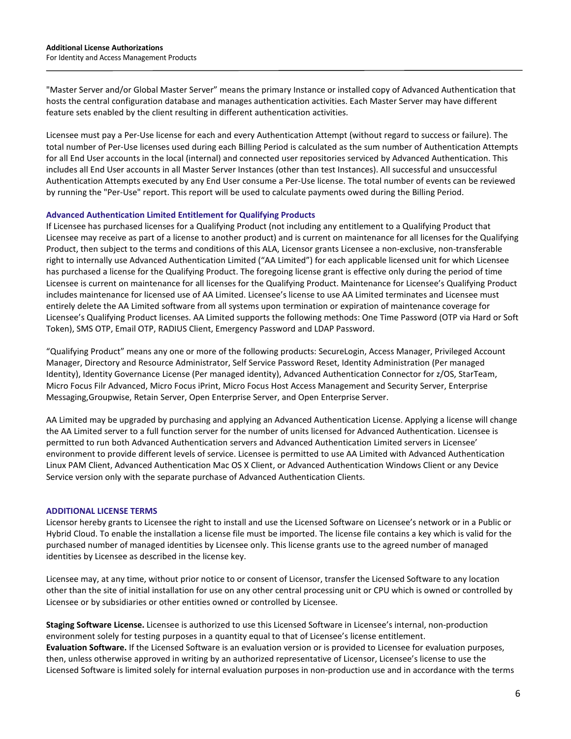"Master Server and/or Global Master Server" means the primary Instance or installed copy of Advanced Authentication that hosts the central configuration database and manages authentication activities. Each Master Server may have different feature sets enabled by the client resulting in different authentication activities.

Licensee must pay a Per-Use license for each and every Authentication Attempt (without regard to success or failure). The total number of Per-Use licenses used during each Billing Period is calculated as the sum number of Authentication Attempts for all End User accounts in the local (internal) and connected user repositories serviced by Advanced Authentication. This includes all End User accounts in all Master Server Instances (other than test Instances). All successful and unsuccessful Authentication Attempts executed by any End User consume a Per-Use license. The total number of events can be reviewed by running the "Per-Use" report. This report will be used to calculate payments owed during the Billing Period.

### Advanced Authentication Limited Entitlement for Qualifying Products

If Licensee has purchased licenses for a Qualifying Product (not including any entitlement to a Qualifying Product that Licensee may receive as part of a license to another product) and is current on maintenance for all licenses for the Qualifying Product, then subject to the terms and conditions of this ALA, Licensor grants Licensee a non-exclusive, non-transferable right to internally use Advanced Authentication Limited ("AA Limited") for each applicable licensed unit for which Licensee has purchased a license for the Qualifying Product. The foregoing license grant is effective only during the period of time Licensee is current on maintenance for all licenses for the Qualifying Product. Maintenance for Licensee's Qualifying Product includes maintenance for licensed use of AA Limited. Licensee's license to use AA Limited terminates and Licensee must entirely delete the AA Limited software from all systems upon termination or expiration of maintenance coverage for Licensee's Qualifying Product licenses. AA Limited supports the following methods: One Time Password (OTP via Hard or Soft Token), SMS OTP, Email OTP, RADIUS Client, Emergency Password and LDAP Password.

"Qualifying Product" means any one or more of the following products: SecureLogin, Access Manager, Privileged Account Manager, Directory and Resource Administrator, Self Service Password Reset, Identity Administration (Per managed Identity), Identity Governance License (Per managed identity), Advanced Authentication Connector for z/OS, StarTeam, Micro Focus Filr Advanced, Micro Focus iPrint, Micro Focus Host Access Management and Security Server, Enterprise Messaging,Groupwise, Retain Server, Open Enterprise Server, and Open Enterprise Server.

AA Limited may be upgraded by purchasing and applying an Advanced Authentication License. Applying a license will change the AA Limited server to a full function server for the number of units licensed for Advanced Authentication. Licensee is permitted to run both Advanced Authentication servers and Advanced Authentication Limited servers in Licensee' environment to provide different levels of service. Licensee is permitted to use AA Limited with Advanced Authentication Linux PAM Client, Advanced Authentication Mac OS X Client, or Advanced Authentication Windows Client or any Device Service version only with the separate purchase of Advanced Authentication Clients.

### ADDITIONAL LICENSE TERMS

Licensor hereby grants to Licensee the right to install and use the Licensed Software on Licensee's network or in a Public or Hybrid Cloud. To enable the installation a license file must be imported. The license file contains a key which is valid for the purchased number of managed identities by Licensee only. This license grants use to the agreed number of managed identities by Licensee as described in the license key.

Licensee may, at any time, without prior notice to or consent of Licensor, transfer the Licensed Software to any location other than the site of initial installation for use on any other central processing unit or CPU which is owned or controlled by Licensee or by subsidiaries or other entities owned or controlled by Licensee.

**Staging Software License.** Licensee is authorized to use this Licensed Software in Licensee's internal, non-production environment solely for testing purposes in a quantity equal to that of Licensee's license entitlement.
**Evaluation Software.** If the Licensed Software is an evaluation version or is provided to Licensee for evaluation purposes, then, unless otherwise approved in writing by an authorized representative of Licensor, Licensee's license to use the Licensed Software is limited solely for internal evaluation purposes in non-production use and in accordance with the terms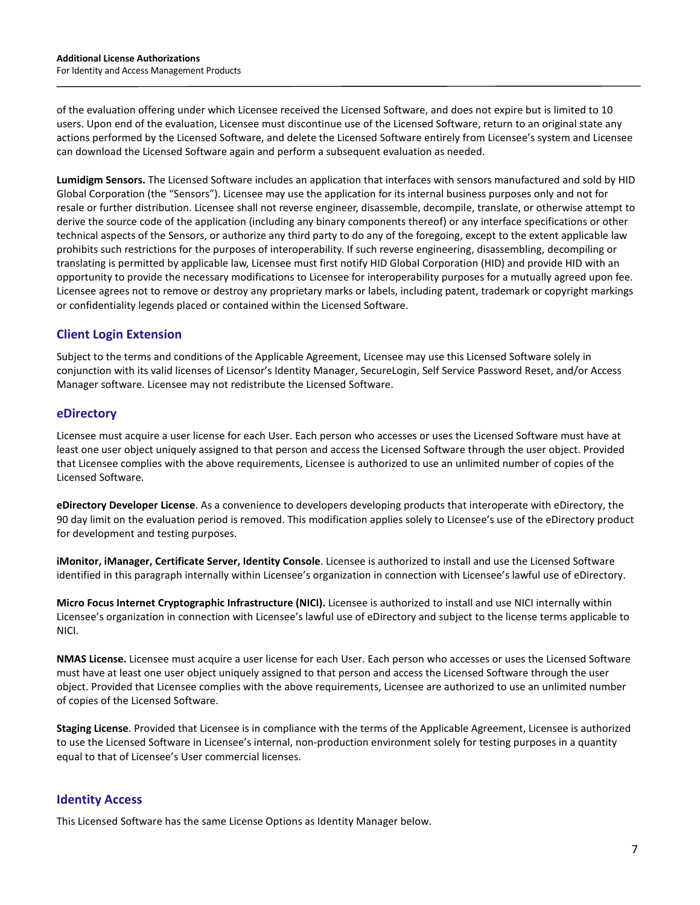of the evaluation offering under which Licensee received the Licensed Software, and does not expire but is limited to 10 users. Upon end of the evaluation, Licensee must discontinue use of the Licensed Software, return to an original state any actions performed by the Licensed Software, and delete the Licensed Software entirely from Licensee's system and Licensee can download the Licensed Software again and perform a subsequent evaluation as needed.

**Lumidigm Sensors.** The Licensed Software includes an application that interfaces with sensors manufactured and sold by HID Global Corporation (the "Sensors"). Licensee may use the application for its internal business purposes only and not for resale or further distribution. Licensee shall not reverse engineer, disassemble, decompile, translate, or otherwise attempt to derive the source code of the application (including any binary components thereof) or any interface specifications or other technical aspects of the Sensors, or authorize any third party to do any of the foregoing, except to the extent applicable law prohibits such restrictions for the purposes of interoperability. If such reverse engineering, disassembling, decompiling or translating is permitted by applicable law, Licensee must first notify HID Global Corporation (HID) and provide HID with an opportunity to provide the necessary modifications to Licensee for interoperability purposes for a mutually agreed upon fee. Licensee agrees not to remove or destroy any proprietary marks or labels, including patent, trademark or copyright markings or confidentiality legends placed or contained within the Licensed Software.

## Client Login Extension

Subject to the terms and conditions of the Applicable Agreement, Licensee may use this Licensed Software solely in conjunction with its valid licenses of Licensor's Identity Manager, SecureLogin, Self Service Password Reset, and/or Access Manager software. Licensee may not redistribute the Licensed Software.

## eDirectory

Licensee must acquire a user license for each User. Each person who accesses or uses the Licensed Software must have at least one user object uniquely assigned to that person and access the Licensed Software through the user object. Provided that Licensee complies with the above requirements, Licensee is authorized to use an unlimited number of copies of the Licensed Software.

**eDirectory Developer License**. As a convenience to developers developing products that interoperate with eDirectory, the 90 day limit on the evaluation period is removed. This modification applies solely to Licensee's use of the eDirectory product for development and testing purposes.

**iMonitor, iManager, Certificate Server, Identity Console**. Licensee is authorized to install and use the Licensed Software identified in this paragraph internally within Licensee's organization in connection with Licensee's lawful use of eDirectory.

**Micro Focus Internet Cryptographic Infrastructure (NICI).** Licensee is authorized to install and use NICI internally within Licensee's organization in connection with Licensee's lawful use of eDirectory and subject to the license terms applicable to NICI.

**NMAS License.** Licensee must acquire a user license for each User. Each person who accesses or uses the Licensed Software must have at least one user object uniquely assigned to that person and access the Licensed Software through the user object. Provided that Licensee complies with the above requirements, Licensee are authorized to use an unlimited number of copies of the Licensed Software.

**Staging License**. Provided that Licensee is in compliance with the terms of the Applicable Agreement, Licensee is authorized to use the Licensed Software in Licensee's internal, non-production environment solely for testing purposes in a quantity equal to that of Licensee's User commercial licenses.

## Identity Access

This Licensed Software has the same License Options as Identity Manager below.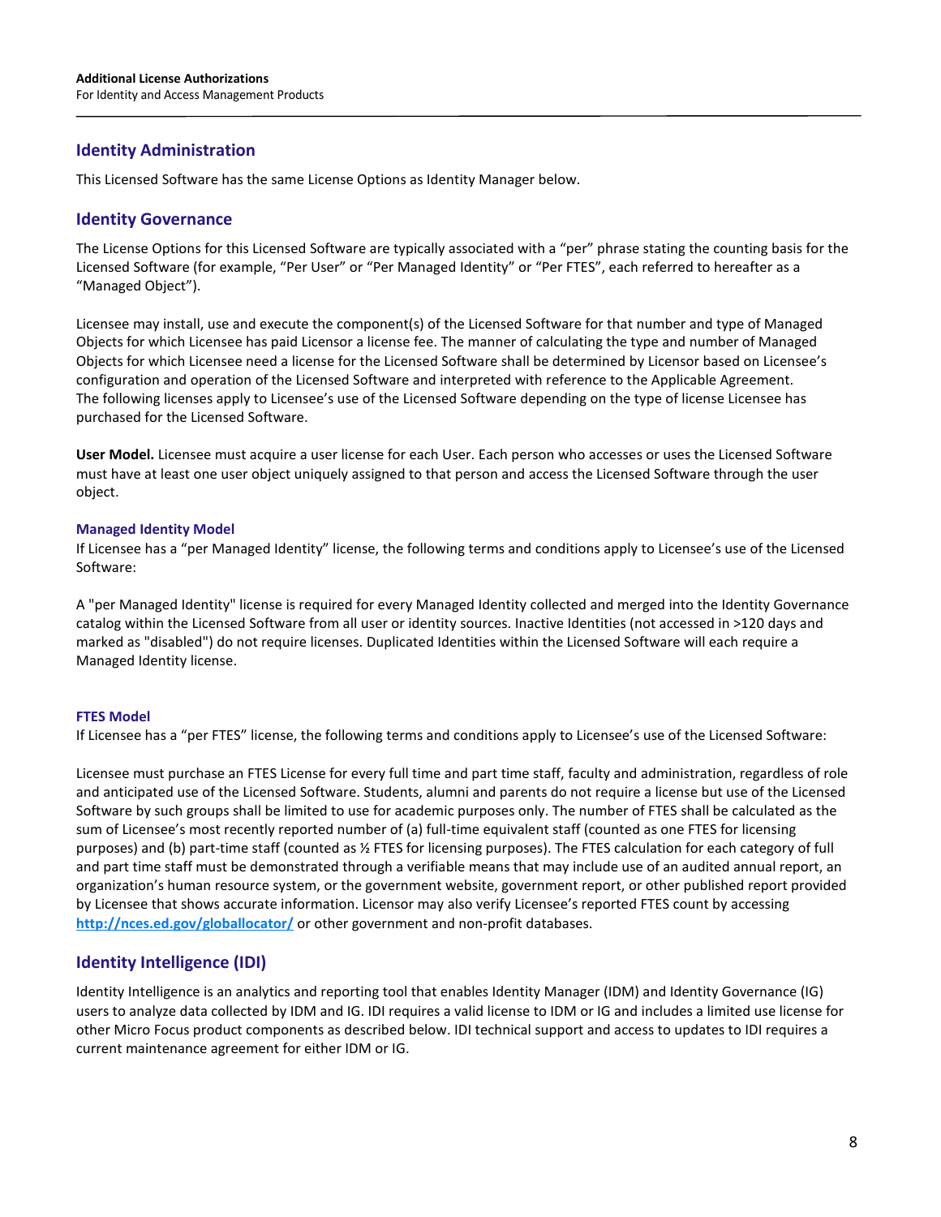## Identity Administration

This Licensed Software has the same License Options as Identity Manager below.

## Identity Governance

The License Options for this Licensed Software are typically associated with a "per" phrase stating the counting basis for the Licensed Software (for example, "Per User" or "Per Managed Identity" or "Per FTES", each referred to hereafter as a "Managed Object").

Licensee may install, use and execute the component(s) of the Licensed Software for that number and type of Managed Objects for which Licensee has paid Licensor a license fee. The manner of calculating the type and number of Managed Objects for which Licensee need a license for the Licensed Software shall be determined by Licensor based on Licensee's configuration and operation of the Licensed Software and interpreted with reference to the Applicable Agreement. The following licenses apply to Licensee's use of the Licensed Software depending on the type of license Licensee has purchased for the Licensed Software.

**User Model.** Licensee must acquire a user license for each User. Each person who accesses or uses the Licensed Software must have at least one user object uniquely assigned to that person and access the Licensed Software through the user object.

### Managed Identity Model

If Licensee has a "per Managed Identity" license, the following terms and conditions apply to Licensee's use of the Licensed Software:

A "per Managed Identity" license is required for every Managed Identity collected and merged into the Identity Governance catalog within the Licensed Software from all user or identity sources. Inactive Identities (not accessed in >120 days and marked as "disabled") do not require licenses. Duplicated Identities within the Licensed Software will each require a Managed Identity license.

### FTES Model

If Licensee has a "per FTES" license, the following terms and conditions apply to Licensee's use of the Licensed Software:

Licensee must purchase an FTES License for every full time and part time staff, faculty and administration, regardless of role and anticipated use of the Licensed Software. Students, alumni and parents do not require a license but use of the Licensed Software by such groups shall be limited to use for academic purposes only. The number of FTES shall be calculated as the sum of Licensee's most recently reported number of (a) full-time equivalent staff (counted as one FTES for licensing purposes) and (b) part-time staff (counted as ½ FTES for licensing purposes). The FTES calculation for each category of full and part time staff must be demonstrated through a verifiable means that may include use of an audited annual report, an organization's human resource system, or the government website, government report, or other published report provided by Licensee that shows accurate information. Licensor may also verify Licensee's reported FTES count by accessing [http://nces.ed.gov/globallocator/](http://nces.ed.gov/globallocator/) or other government and non-profit databases.

## Identity Intelligence (IDI)

Identity Intelligence is an analytics and reporting tool that enables Identity Manager (IDM) and Identity Governance (IG) users to analyze data collected by IDM and IG. IDI requires a valid license to IDM or IG and includes a limited use license for other Micro Focus product components as described below. IDI technical support and access to updates to IDI requires a current maintenance agreement for either IDM or IG.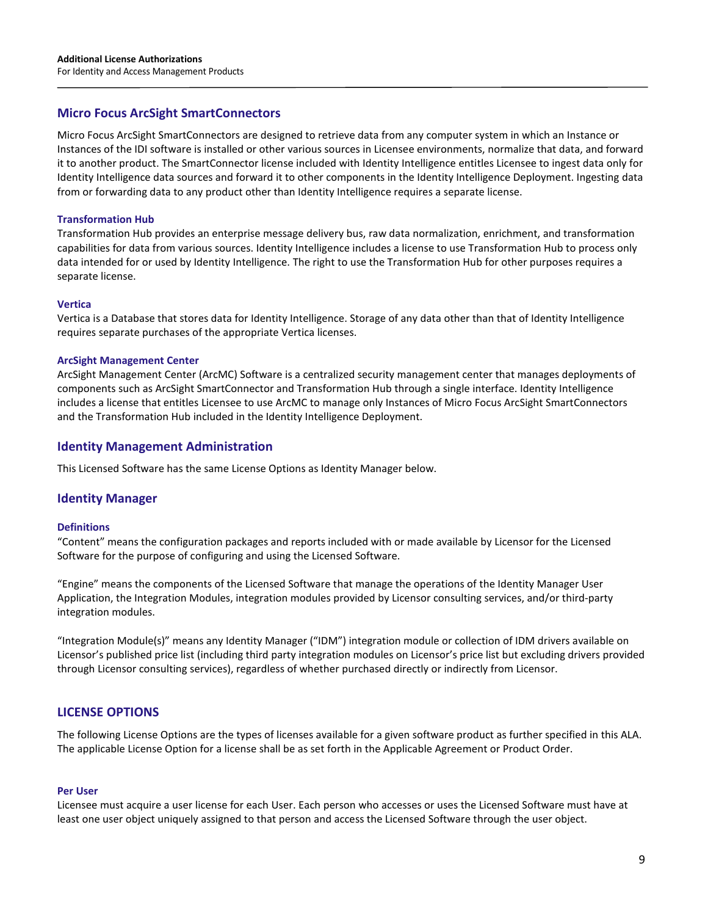## Micro Focus ArcSight SmartConnectors

Micro Focus ArcSight SmartConnectors are designed to retrieve data from any computer system in which an Instance or Instances of the IDI software is installed or other various sources in Licensee environments, normalize that data, and forward it to another product. The SmartConnector license included with Identity Intelligence entitles Licensee to ingest data only for Identity Intelligence data sources and forward it to other components in the Identity Intelligence Deployment. Ingesting data from or forwarding data to any product other than Identity Intelligence requires a separate license.

### Transformation Hub

Transformation Hub provides an enterprise message delivery bus, raw data normalization, enrichment, and transformation capabilities for data from various sources. Identity Intelligence includes a license to use Transformation Hub to process only data intended for or used by Identity Intelligence. The right to use the Transformation Hub for other purposes requires a separate license.

### Vertica

Vertica is a Database that stores data for Identity Intelligence. Storage of any data other than that of Identity Intelligence requires separate purchases of the appropriate Vertica licenses.

### ArcSight Management Center

ArcSight Management Center (ArcMC) Software is a centralized security management center that manages deployments of components such as ArcSight SmartConnector and Transformation Hub through a single interface. Identity Intelligence includes a license that entitles Licensee to use ArcMC to manage only Instances of Micro Focus ArcSight SmartConnectors and the Transformation Hub included in the Identity Intelligence Deployment.

## Identity Management Administration

This Licensed Software has the same License Options as Identity Manager below.

## Identity Manager

### Definitions

"Content" means the configuration packages and reports included with or made available by Licensor for the Licensed Software for the purpose of configuring and using the Licensed Software.

"Engine" means the components of the Licensed Software that manage the operations of the Identity Manager User Application, the Integration Modules, integration modules provided by Licensor consulting services, and/or third-party integration modules.

"Integration Module(s)" means any Identity Manager ("IDM") integration module or collection of IDM drivers available on Licensor's published price list (including third party integration modules on Licensor's price list but excluding drivers provided through Licensor consulting services), regardless of whether purchased directly or indirectly from Licensor.

## LICENSE OPTIONS

The following License Options are the types of licenses available for a given software product as further specified in this ALA. The applicable License Option for a license shall be as set forth in the Applicable Agreement or Product Order.

### Per User

Licensee must acquire a user license for each User. Each person who accesses or uses the Licensed Software must have at least one user object uniquely assigned to that person and access the Licensed Software through the user object.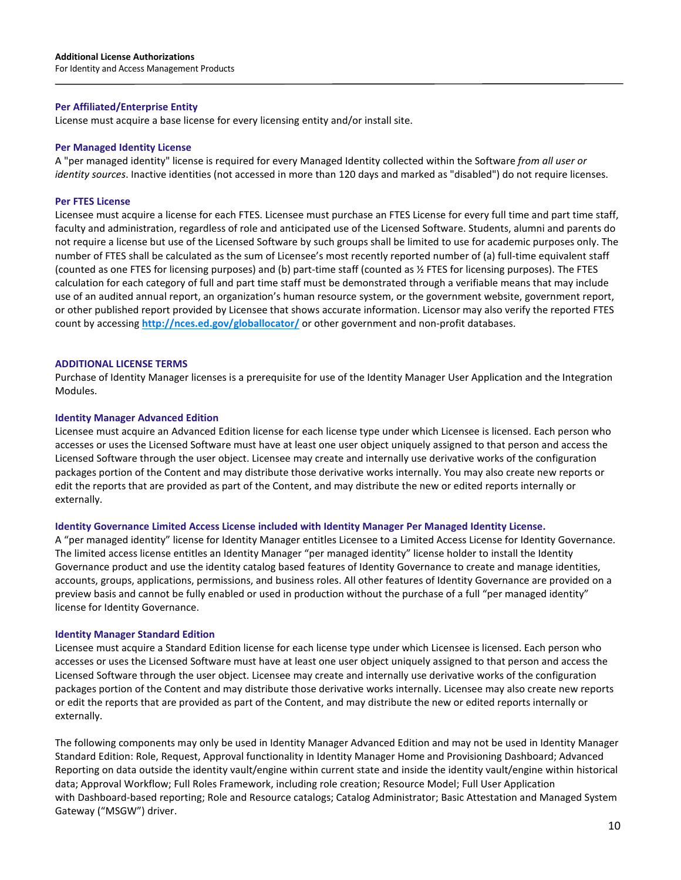### Per Affiliated/Enterprise Entity

License must acquire a base license for every licensing entity and/or install site.

### Per Managed Identity License

A "per managed identity" license is required for every Managed Identity collected within the Software *from all user or identity sources*. Inactive identities (not accessed in more than 120 days and marked as "disabled") do not require licenses.

### Per FTES License

Licensee must acquire a license for each FTES. Licensee must purchase an FTES License for every full time and part time staff, faculty and administration, regardless of role and anticipated use of the Licensed Software. Students, alumni and parents do not require a license but use of the Licensed Software by such groups shall be limited to use for academic purposes only. The number of FTES shall be calculated as the sum of Licensee's most recently reported number of (a) full-time equivalent staff (counted as one FTES for licensing purposes) and (b) part-time staff (counted as ½ FTES for licensing purposes). The FTES calculation for each category of full and part time staff must be demonstrated through a verifiable means that may include use of an audited annual report, an organization's human resource system, or the government website, government report, or other published report provided by Licensee that shows accurate information. Licensor may also verify the reported FTES count by accessing **http://nces.ed.gov/globallocator/** or other government and non-profit databases.

## ADDITIONAL LICENSE TERMS

Purchase of Identity Manager licenses is a prerequisite for use of the Identity Manager User Application and the Integration Modules.

### Identity Manager Advanced Edition

Licensee must acquire an Advanced Edition license for each license type under which Licensee is licensed. Each person who accesses or uses the Licensed Software must have at least one user object uniquely assigned to that person and access the Licensed Software through the user object. Licensee may create and internally use derivative works of the configuration packages portion of the Content and may distribute those derivative works internally. You may also create new reports or edit the reports that are provided as part of the Content, and may distribute the new or edited reports internally or externally.

### Identity Governance Limited Access License included with Identity Manager Per Managed Identity License.

A "per managed identity" license for Identity Manager entitles Licensee to a Limited Access License for Identity Governance. The limited access license entitles an Identity Manager "per managed identity" license holder to install the Identity Governance product and use the identity catalog based features of Identity Governance to create and manage identities, accounts, groups, applications, permissions, and business roles. All other features of Identity Governance are provided on a preview basis and cannot be fully enabled or used in production without the purchase of a full "per managed identity" license for Identity Governance.

### Identity Manager Standard Edition

Licensee must acquire a Standard Edition license for each license type under which Licensee is licensed. Each person who accesses or uses the Licensed Software must have at least one user object uniquely assigned to that person and access the Licensed Software through the user object. Licensee may create and internally use derivative works of the configuration packages portion of the Content and may distribute those derivative works internally. Licensee may also create new reports or edit the reports that are provided as part of the Content, and may distribute the new or edited reports internally or externally.

The following components may only be used in Identity Manager Advanced Edition and may not be used in Identity Manager Standard Edition: Role, Request, Approval functionality in Identity Manager Home and Provisioning Dashboard; Advanced Reporting on data outside the identity vault/engine within current state and inside the identity vault/engine within historical data; Approval Workflow; Full Roles Framework, including role creation; Resource Model; Full User Application with Dashboard-based reporting; Role and Resource catalogs; Catalog Administrator; Basic Attestation and Managed System Gateway ("MSGW") driver.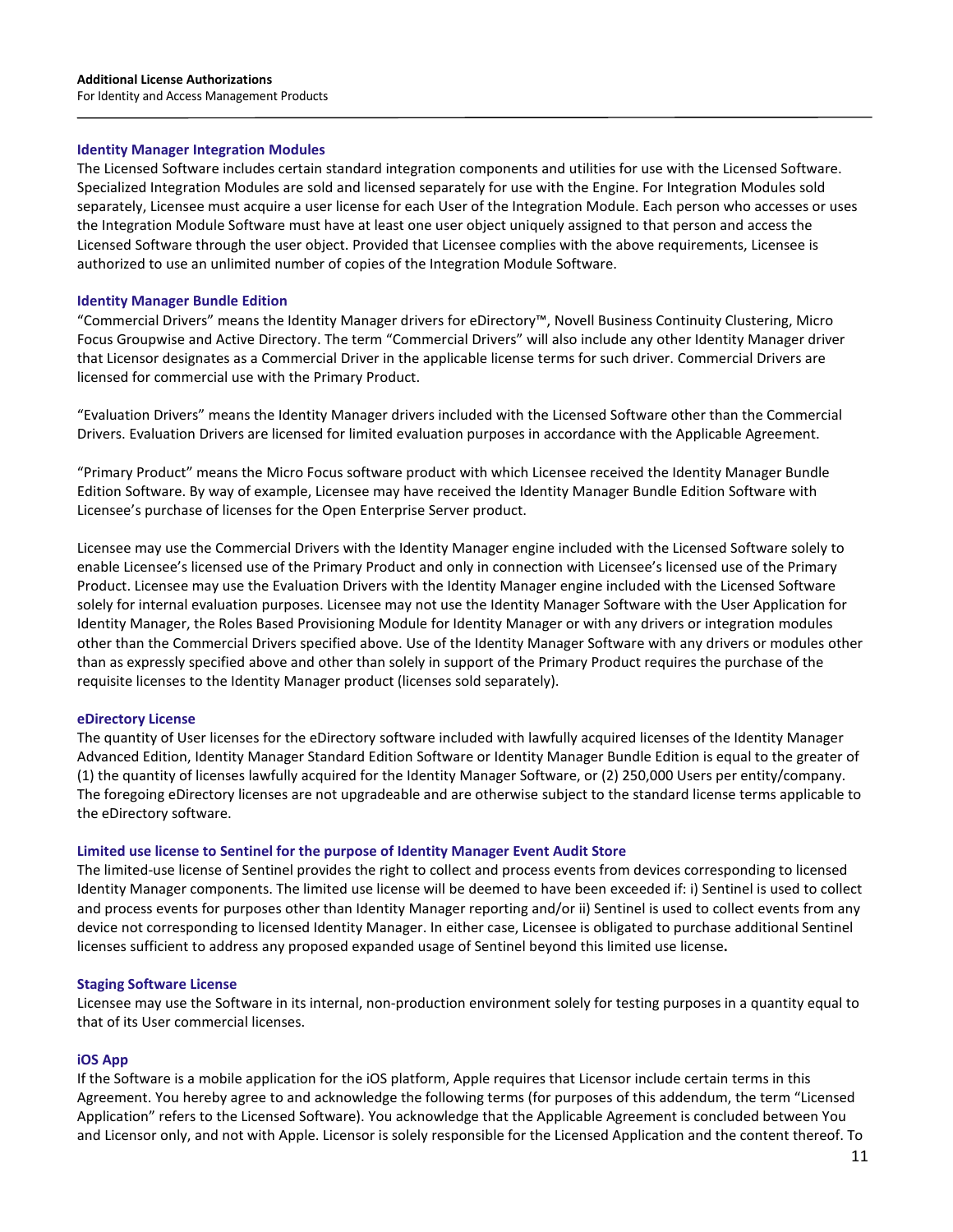### Identity Manager Integration Modules

The Licensed Software includes certain standard integration components and utilities for use with the Licensed Software. Specialized Integration Modules are sold and licensed separately for use with the Engine. For Integration Modules sold separately, Licensee must acquire a user license for each User of the Integration Module. Each person who accesses or uses the Integration Module Software must have at least one user object uniquely assigned to that person and access the Licensed Software through the user object. Provided that Licensee complies with the above requirements, Licensee is authorized to use an unlimited number of copies of the Integration Module Software.

### Identity Manager Bundle Edition

"Commercial Drivers" means the Identity Manager drivers for eDirectory™, Novell Business Continuity Clustering, Micro Focus Groupwise and Active Directory. The term "Commercial Drivers" will also include any other Identity Manager driver that Licensor designates as a Commercial Driver in the applicable license terms for such driver. Commercial Drivers are licensed for commercial use with the Primary Product.

"Evaluation Drivers" means the Identity Manager drivers included with the Licensed Software other than the Commercial Drivers. Evaluation Drivers are licensed for limited evaluation purposes in accordance with the Applicable Agreement.

"Primary Product" means the Micro Focus software product with which Licensee received the Identity Manager Bundle Edition Software. By way of example, Licensee may have received the Identity Manager Bundle Edition Software with Licensee's purchase of licenses for the Open Enterprise Server product.

Licensee may use the Commercial Drivers with the Identity Manager engine included with the Licensed Software solely to enable Licensee's licensed use of the Primary Product and only in connection with Licensee's licensed use of the Primary Product. Licensee may use the Evaluation Drivers with the Identity Manager engine included with the Licensed Software solely for internal evaluation purposes. Licensee may not use the Identity Manager Software with the User Application for Identity Manager, the Roles Based Provisioning Module for Identity Manager or with any drivers or integration modules other than the Commercial Drivers specified above. Use of the Identity Manager Software with any drivers or modules other than as expressly specified above and other than solely in support of the Primary Product requires the purchase of the requisite licenses to the Identity Manager product (licenses sold separately).

### eDirectory License

The quantity of User licenses for the eDirectory software included with lawfully acquired licenses of the Identity Manager Advanced Edition, Identity Manager Standard Edition Software or Identity Manager Bundle Edition is equal to the greater of (1) the quantity of licenses lawfully acquired for the Identity Manager Software, or (2) 250,000 Users per entity/company. The foregoing eDirectory licenses are not upgradeable and are otherwise subject to the standard license terms applicable to the eDirectory software.

### Limited use license to Sentinel for the purpose of Identity Manager Event Audit Store

The limited-use license of Sentinel provides the right to collect and process events from devices corresponding to licensed Identity Manager components. The limited use license will be deemed to have been exceeded if: i) Sentinel is used to collect and process events for purposes other than Identity Manager reporting and/or ii) Sentinel is used to collect events from any device not corresponding to licensed Identity Manager. In either case, Licensee is obligated to purchase additional Sentinel licenses sufficient to address any proposed expanded usage of Sentinel beyond this limited use license**.**

### Staging Software License

Licensee may use the Software in its internal, non-production environment solely for testing purposes in a quantity equal to that of its User commercial licenses.

### iOS App

If the Software is a mobile application for the iOS platform, Apple requires that Licensor include certain terms in this Agreement. You hereby agree to and acknowledge the following terms (for purposes of this addendum, the term "Licensed Application" refers to the Licensed Software). You acknowledge that the Applicable Agreement is concluded between You and Licensor only, and not with Apple. Licensor is solely responsible for the Licensed Application and the content thereof. To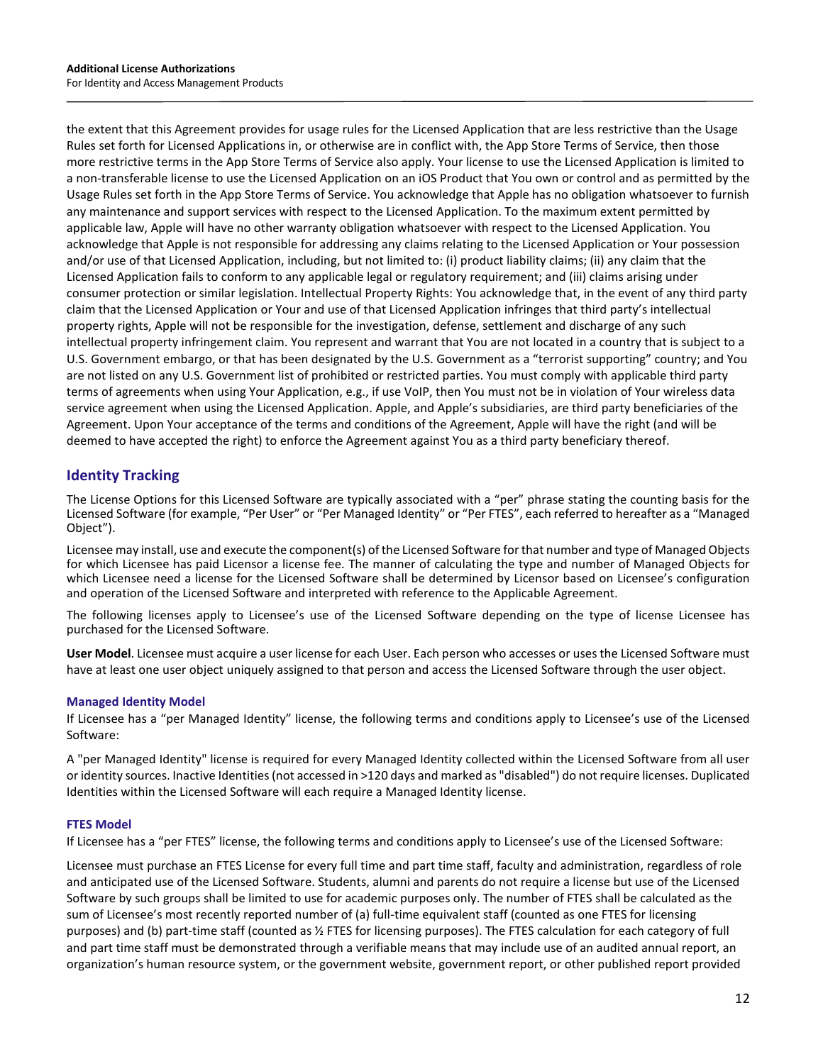the extent that this Agreement provides for usage rules for the Licensed Application that are less restrictive than the Usage Rules set forth for Licensed Applications in, or otherwise are in conflict with, the App Store Terms of Service, then those more restrictive terms in the App Store Terms of Service also apply. Your license to use the Licensed Application is limited to a non-transferable license to use the Licensed Application on an iOS Product that You own or control and as permitted by the Usage Rules set forth in the App Store Terms of Service. You acknowledge that Apple has no obligation whatsoever to furnish any maintenance and support services with respect to the Licensed Application. To the maximum extent permitted by applicable law, Apple will have no other warranty obligation whatsoever with respect to the Licensed Application. You acknowledge that Apple is not responsible for addressing any claims relating to the Licensed Application or Your possession and/or use of that Licensed Application, including, but not limited to: (i) product liability claims; (ii) any claim that the Licensed Application fails to conform to any applicable legal or regulatory requirement; and (iii) claims arising under consumer protection or similar legislation. Intellectual Property Rights: You acknowledge that, in the event of any third party claim that the Licensed Application or Your and use of that Licensed Application infringes that third party's intellectual property rights, Apple will not be responsible for the investigation, defense, settlement and discharge of any such intellectual property infringement claim. You represent and warrant that You are not located in a country that is subject to a U.S. Government embargo, or that has been designated by the U.S. Government as a "terrorist supporting" country; and You are not listed on any U.S. Government list of prohibited or restricted parties. You must comply with applicable third party terms of agreements when using Your Application, e.g., if use VoIP, then You must not be in violation of Your wireless data service agreement when using the Licensed Application. Apple, and Apple's subsidiaries, are third party beneficiaries of the Agreement. Upon Your acceptance of the terms and conditions of the Agreement, Apple will have the right (and will be deemed to have accepted the right) to enforce the Agreement against You as a third party beneficiary thereof.

## Identity Tracking

The License Options for this Licensed Software are typically associated with a "per" phrase stating the counting basis for the Licensed Software (for example, "Per User" or "Per Managed Identity" or "Per FTES", each referred to hereafter as a "Managed Object").

Licensee may install, use and execute the component(s) of the Licensed Software for that number and type of Managed Objects for which Licensee has paid Licensor a license fee. The manner of calculating the type and number of Managed Objects for which Licensee need a license for the Licensed Software shall be determined by Licensor based on Licensee's configuration and operation of the Licensed Software and interpreted with reference to the Applicable Agreement.

The following licenses apply to Licensee's use of the Licensed Software depending on the type of license Licensee has purchased for the Licensed Software.

**User Model**. Licensee must acquire a user license for each User. Each person who accesses or uses the Licensed Software must have at least one user object uniquely assigned to that person and access the Licensed Software through the user object.

### Managed Identity Model

If Licensee has a "per Managed Identity" license, the following terms and conditions apply to Licensee's use of the Licensed Software:

A "per Managed Identity" license is required for every Managed Identity collected within the Licensed Software from all user or identity sources. Inactive Identities (not accessed in >120 days and marked as "disabled") do not require licenses. Duplicated Identities within the Licensed Software will each require a Managed Identity license.

### FTES Model

If Licensee has a "per FTES" license, the following terms and conditions apply to Licensee's use of the Licensed Software:

Licensee must purchase an FTES License for every full time and part time staff, faculty and administration, regardless of role and anticipated use of the Licensed Software. Students, alumni and parents do not require a license but use of the Licensed Software by such groups shall be limited to use for academic purposes only. The number of FTES shall be calculated as the sum of Licensee's most recently reported number of (a) full-time equivalent staff (counted as one FTES for licensing purposes) and (b) part-time staff (counted as ½ FTES for licensing purposes). The FTES calculation for each category of full and part time staff must be demonstrated through a verifiable means that may include use of an audited annual report, an organization's human resource system, or the government website, government report, or other published report provided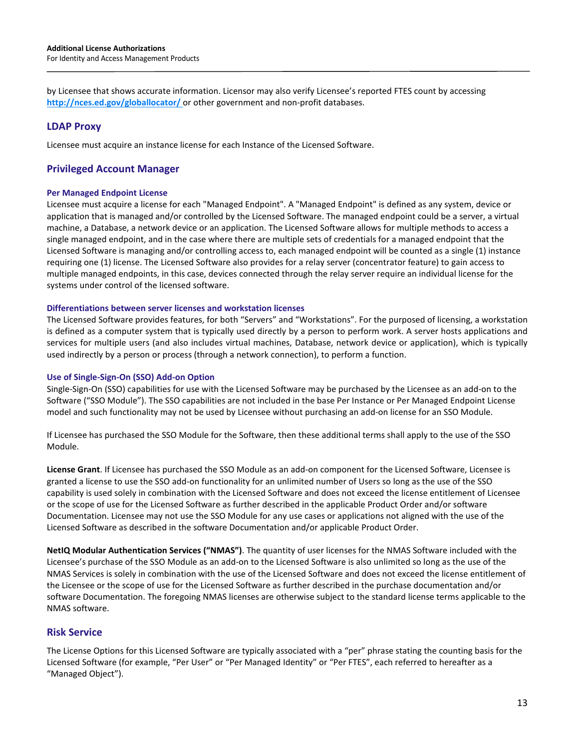by Licensee that shows accurate information. Licensor may also verify Licensee's reported FTES count by accessing [http://nces.ed.gov/globallocator/](http://nces.ed.gov/globallocator/) or other government and non-profit databases.

## LDAP Proxy

Licensee must acquire an instance license for each Instance of the Licensed Software.

## Privileged Account Manager

### Per Managed Endpoint License

Licensee must acquire a license for each "Managed Endpoint". A "Managed Endpoint" is defined as any system, device or application that is managed and/or controlled by the Licensed Software. The managed endpoint could be a server, a virtual machine, a Database, a network device or an application. The Licensed Software allows for multiple methods to access a single managed endpoint, and in the case where there are multiple sets of credentials for a managed endpoint that the Licensed Software is managing and/or controlling access to, each managed endpoint will be counted as a single (1) instance requiring one (1) license. The Licensed Software also provides for a relay server (concentrator feature) to gain access to multiple managed endpoints, in this case, devices connected through the relay server require an individual license for the systems under control of the licensed software.

### Differentiations between server licenses and workstation licenses

The Licensed Software provides features, for both "Servers" and "Workstations". For the purposed of licensing, a workstation is defined as a computer system that is typically used directly by a person to perform work. A server hosts applications and services for multiple users (and also includes virtual machines, Database, network device or application), which is typically used indirectly by a person or process (through a network connection), to perform a function.

### Use of Single-Sign-On (SSO) Add-on Option

Single-Sign-On (SSO) capabilities for use with the Licensed Software may be purchased by the Licensee as an add-on to the Software ("SSO Module"). The SSO capabilities are not included in the base Per Instance or Per Managed Endpoint License model and such functionality may not be used by Licensee without purchasing an add-on license for an SSO Module.

If Licensee has purchased the SSO Module for the Software, then these additional terms shall apply to the use of the SSO Module.

**License Grant**. If Licensee has purchased the SSO Module as an add-on component for the Licensed Software, Licensee is granted a license to use the SSO add-on functionality for an unlimited number of Users so long as the use of the SSO capability is used solely in combination with the Licensed Software and does not exceed the license entitlement of Licensee or the scope of use for the Licensed Software as further described in the applicable Product Order and/or software Documentation. Licensee may not use the SSO Module for any use cases or applications not aligned with the use of the Licensed Software as described in the software Documentation and/or applicable Product Order.

**NetIQ Modular Authentication Services ("NMAS")**. The quantity of user licenses for the NMAS Software included with the Licensee's purchase of the SSO Module as an add-on to the Licensed Software is also unlimited so long as the use of the NMAS Services is solely in combination with the use of the Licensed Software and does not exceed the license entitlement of the Licensee or the scope of use for the Licensed Software as further described in the purchase documentation and/or software Documentation. The foregoing NMAS licenses are otherwise subject to the standard license terms applicable to the NMAS software.

## Risk Service

The License Options for this Licensed Software are typically associated with a "per" phrase stating the counting basis for the Licensed Software (for example, "Per User" or "Per Managed Identity" or "Per FTES", each referred to hereafter as a "Managed Object").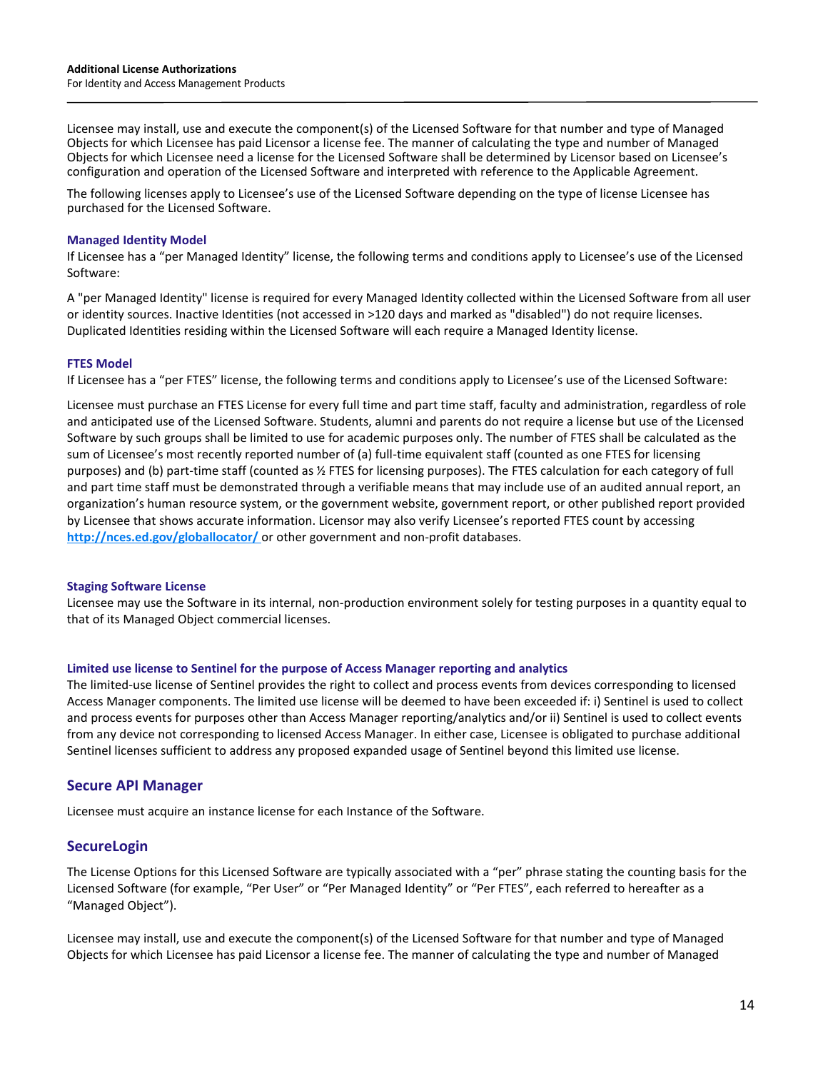Licensee may install, use and execute the component(s) of the Licensed Software for that number and type of Managed Objects for which Licensee has paid Licensor a license fee. The manner of calculating the type and number of Managed Objects for which Licensee need a license for the Licensed Software shall be determined by Licensor based on Licensee's configuration and operation of the Licensed Software and interpreted with reference to the Applicable Agreement.

The following licenses apply to Licensee's use of the Licensed Software depending on the type of license Licensee has purchased for the Licensed Software.

### Managed Identity Model

If Licensee has a "per Managed Identity" license, the following terms and conditions apply to Licensee's use of the Licensed Software:

A "per Managed Identity" license is required for every Managed Identity collected within the Licensed Software from all user or identity sources. Inactive Identities (not accessed in >120 days and marked as "disabled") do not require licenses. Duplicated Identities residing within the Licensed Software will each require a Managed Identity license.

### FTES Model

If Licensee has a "per FTES" license, the following terms and conditions apply to Licensee's use of the Licensed Software:

Licensee must purchase an FTES License for every full time and part time staff, faculty and administration, regardless of role and anticipated use of the Licensed Software. Students, alumni and parents do not require a license but use of the Licensed Software by such groups shall be limited to use for academic purposes only. The number of FTES shall be calculated as the sum of Licensee's most recently reported number of (a) full-time equivalent staff (counted as one FTES for licensing purposes) and (b) part-time staff (counted as ½ FTES for licensing purposes). The FTES calculation for each category of full and part time staff must be demonstrated through a verifiable means that may include use of an audited annual report, an organization's human resource system, or the government website, government report, or other published report provided by Licensee that shows accurate information. Licensor may also verify Licensee's reported FTES count by accessing **http://nces.ed.gov/globallocator/** or other government and non-profit databases.

### Staging Software License

Licensee may use the Software in its internal, non-production environment solely for testing purposes in a quantity equal to that of its Managed Object commercial licenses.

### Limited use license to Sentinel for the purpose of Access Manager reporting and analytics

The limited-use license of Sentinel provides the right to collect and process events from devices corresponding to licensed Access Manager components. The limited use license will be deemed to have been exceeded if: i) Sentinel is used to collect and process events for purposes other than Access Manager reporting/analytics and/or ii) Sentinel is used to collect events from any device not corresponding to licensed Access Manager. In either case, Licensee is obligated to purchase additional Sentinel licenses sufficient to address any proposed expanded usage of Sentinel beyond this limited use license.

## Secure API Manager

Licensee must acquire an instance license for each Instance of the Software.

## SecureLogin

The License Options for this Licensed Software are typically associated with a "per" phrase stating the counting basis for the Licensed Software (for example, "Per User" or "Per Managed Identity" or "Per FTES", each referred to hereafter as a "Managed Object").

Licensee may install, use and execute the component(s) of the Licensed Software for that number and type of Managed Objects for which Licensee has paid Licensor a license fee. The manner of calculating the type and number of Managed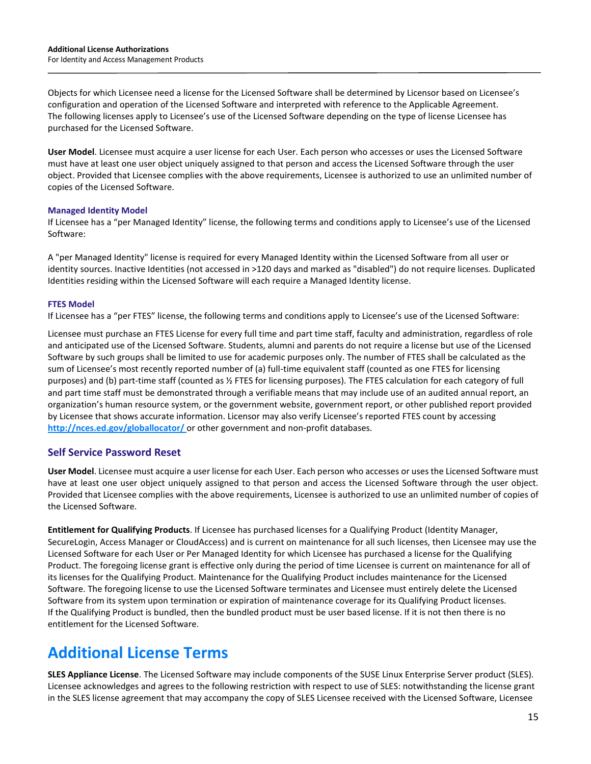Objects for which Licensee need a license for the Licensed Software shall be determined by Licensor based on Licensee's configuration and operation of the Licensed Software and interpreted with reference to the Applicable Agreement. The following licenses apply to Licensee's use of the Licensed Software depending on the type of license Licensee has purchased for the Licensed Software.

**User Model**. Licensee must acquire a user license for each User. Each person who accesses or uses the Licensed Software must have at least one user object uniquely assigned to that person and access the Licensed Software through the user object. Provided that Licensee complies with the above requirements, Licensee is authorized to use an unlimited number of copies of the Licensed Software.

#### Managed Identity Model

If Licensee has a "per Managed Identity" license, the following terms and conditions apply to Licensee's use of the Licensed Software:

A "per Managed Identity" license is required for every Managed Identity within the Licensed Software from all user or identity sources. Inactive Identities (not accessed in >120 days and marked as "disabled") do not require licenses. Duplicated Identities residing within the Licensed Software will each require a Managed Identity license.

#### FTES Model

If Licensee has a "per FTES" license, the following terms and conditions apply to Licensee's use of the Licensed Software:

Licensee must purchase an FTES License for every full time and part time staff, faculty and administration, regardless of role and anticipated use of the Licensed Software. Students, alumni and parents do not require a license but use of the Licensed Software by such groups shall be limited to use for academic purposes only. The number of FTES shall be calculated as the sum of Licensee's most recently reported number of (a) full-time equivalent staff (counted as one FTES for licensing purposes) and (b) part-time staff (counted as ½ FTES for licensing purposes). The FTES calculation for each category of full and part time staff must be demonstrated through a verifiable means that may include use of an audited annual report, an organization's human resource system, or the government website, government report, or other published report provided by Licensee that shows accurate information. Licensor may also verify Licensee's reported FTES count by accessing http://nces.ed.gov/globallocator/ or other government and non-profit databases.

## Self Service Password Reset

**User Model**. Licensee must acquire a user license for each User. Each person who accesses or uses the Licensed Software must have at least one user object uniquely assigned to that person and access the Licensed Software through the user object. Provided that Licensee complies with the above requirements, Licensee is authorized to use an unlimited number of copies of the Licensed Software.

**Entitlement for Qualifying Products**. If Licensee has purchased licenses for a Qualifying Product (Identity Manager, SecureLogin, Access Manager or CloudAccess) and is current on maintenance for all such licenses, then Licensee may use the Licensed Software for each User or Per Managed Identity for which Licensee has purchased a license for the Qualifying Product. The foregoing license grant is effective only during the period of time Licensee is current on maintenance for all of its licenses for the Qualifying Product. Maintenance for the Qualifying Product includes maintenance for the Licensed Software. The foregoing license to use the Licensed Software terminates and Licensee must entirely delete the Licensed Software from its system upon termination or expiration of maintenance coverage for its Qualifying Product licenses. If the Qualifying Product is bundled, then the bundled product must be user based license. If it is not then there is no entitlement for the Licensed Software.

# Additional License Terms

**SLES Appliance License**. The Licensed Software may include components of the SUSE Linux Enterprise Server product (SLES). Licensee acknowledges and agrees to the following restriction with respect to use of SLES: notwithstanding the license grant in the SLES license agreement that may accompany the copy of SLES Licensee received with the Licensed Software, Licensee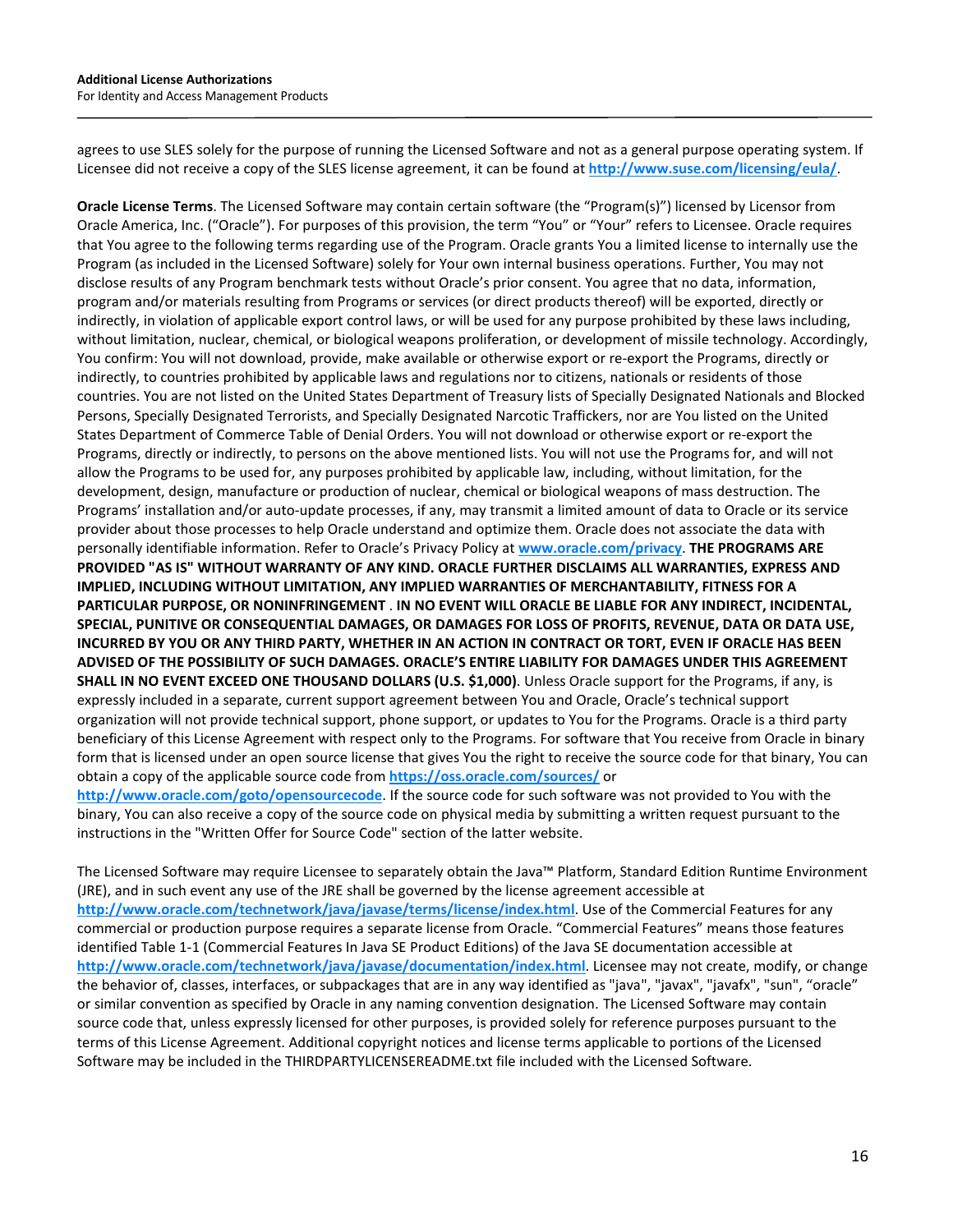agrees to use SLES solely for the purpose of running the Licensed Software and not as a general purpose operating system. If Licensee did not receive a copy of the SLES license agreement, it can be found at **http://www.suse.com/licensing/eula/**.

**Oracle License Terms**. The Licensed Software may contain certain software (the "Program(s)") licensed by Licensor from Oracle America, Inc. ("Oracle"). For purposes of this provision, the term "You" or "Your" refers to Licensee. Oracle requires that You agree to the following terms regarding use of the Program. Oracle grants You a limited license to internally use the Program (as included in the Licensed Software) solely for Your own internal business operations. Further, You may not disclose results of any Program benchmark tests without Oracle's prior consent. You agree that no data, information, program and/or materials resulting from Programs or services (or direct products thereof) will be exported, directly or indirectly, in violation of applicable export control laws, or will be used for any purpose prohibited by these laws including, without limitation, nuclear, chemical, or biological weapons proliferation, or development of missile technology. Accordingly, You confirm: You will not download, provide, make available or otherwise export or re-export the Programs, directly or indirectly, to countries prohibited by applicable laws and regulations nor to citizens, nationals or residents of those countries. You are not listed on the United States Department of Treasury lists of Specially Designated Nationals and Blocked Persons, Specially Designated Terrorists, and Specially Designated Narcotic Traffickers, nor are You listed on the United States Department of Commerce Table of Denial Orders. You will not download or otherwise export or re-export the Programs, directly or indirectly, to persons on the above mentioned lists. You will not use the Programs for, and will not allow the Programs to be used for, any purposes prohibited by applicable law, including, without limitation, for the development, design, manufacture or production of nuclear, chemical or biological weapons of mass destruction. The Programs' installation and/or auto-update processes, if any, may transmit a limited amount of data to Oracle or its service provider about those processes to help Oracle understand and optimize them. Oracle does not associate the data with personally identifiable information. Refer to Oracle's Privacy Policy at **www.oracle.com/privacy**. **THE PROGRAMS ARE PROVIDED "AS IS" WITHOUT WARRANTY OF ANY KIND. ORACLE FURTHER DISCLAIMS ALL WARRANTIES, EXPRESS AND IMPLIED, INCLUDING WITHOUT LIMITATION, ANY IMPLIED WARRANTIES OF MERCHANTABILITY, FITNESS FOR A PARTICULAR PURPOSE, OR NONINFRINGEMENT . IN NO EVENT WILL ORACLE BE LIABLE FOR ANY INDIRECT, INCIDENTAL, SPECIAL, PUNITIVE OR CONSEQUENTIAL DAMAGES, OR DAMAGES FOR LOSS OF PROFITS, REVENUE, DATA OR DATA USE, INCURRED BY YOU OR ANY THIRD PARTY, WHETHER IN AN ACTION IN CONTRACT OR TORT, EVEN IF ORACLE HAS BEEN ADVISED OF THE POSSIBILITY OF SUCH DAMAGES. ORACLE'S ENTIRE LIABILITY FOR DAMAGES UNDER THIS AGREEMENT SHALL IN NO EVENT EXCEED ONE THOUSAND DOLLARS (U.S. $1,000)**. Unless Oracle support for the Programs, if any, is expressly included in a separate, current support agreement between You and Oracle, Oracle's technical support organization will not provide technical support, phone support, or updates to You for the Programs. Oracle is a third party beneficiary of this License Agreement with respect only to the Programs. For software that You receive from Oracle in binary form that is licensed under an open source license that gives You the right to receive the source code for that binary, You can obtain a copy of the applicable source code from **https://oss.oracle.com/sources/** or **http://www.oracle.com/goto/opensourcecode**. If the source code for such software was not provided to You with the binary, You can also receive a copy of the source code on physical media by submitting a written request pursuant to the instructions in the "Written Offer for Source Code" section of the latter website.

The Licensed Software may require Licensee to separately obtain the Java™ Platform, Standard Edition Runtime Environment (JRE), and in such event any use of the JRE shall be governed by the license agreement accessible at **http://www.oracle.com/technetwork/java/javase/terms/license/index.html**. Use of the Commercial Features for any commercial or production purpose requires a separate license from Oracle. "Commercial Features" means those features identified Table 1-1 (Commercial Features In Java SE Product Editions) of the Java SE documentation accessible at **http://www.oracle.com/technetwork/java/javase/documentation/index.html**. Licensee may not create, modify, or change the behavior of, classes, interfaces, or subpackages that are in any way identified as "java", "javax", "javafx", "sun", "oracle" or similar convention as specified by Oracle in any naming convention designation. The Licensed Software may contain source code that, unless expressly licensed for other purposes, is provided solely for reference purposes pursuant to the terms of this License Agreement. Additional copyright notices and license terms applicable to portions of the Licensed Software may be included in the THIRDPARTYLICENSEREADME.txt file included with the Licensed Software.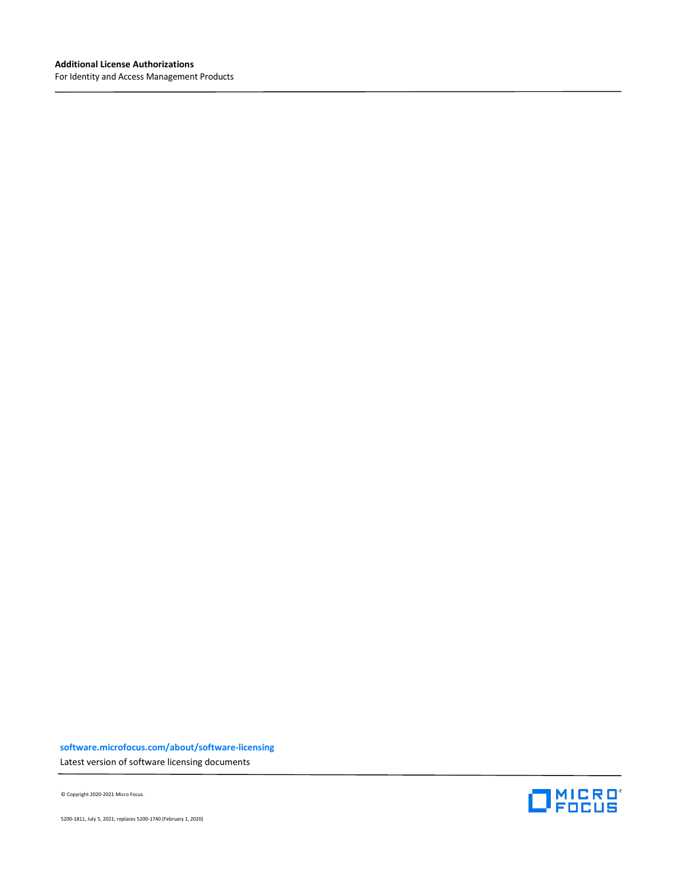**Additional License Authorizations**
For Identity and Access Management Products

**software.microfocus.com/about/software-licensing**
Latest version of software licensing documents

© Copyright 2020-2021 Micro Focus.

5200-1811, July 5, 2021; replaces 5200-1740 (February 1, 2020)